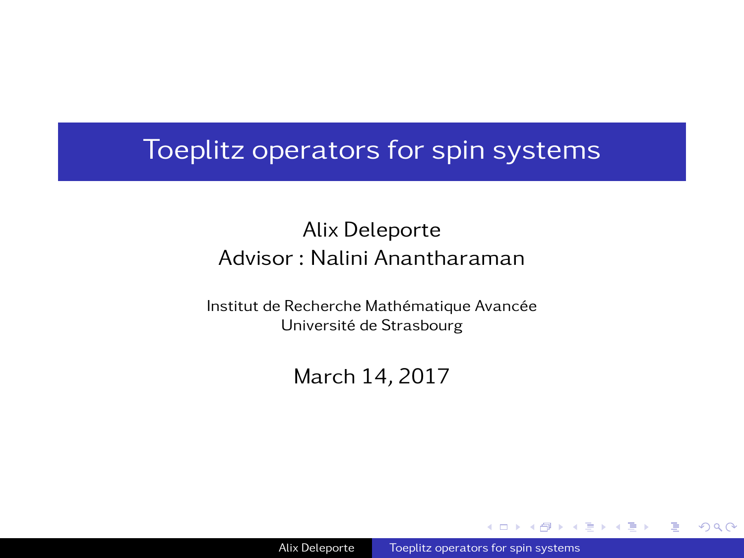# Toeplitz operators for spin systems

Alix Deleporte
Advisor : Nalini Anantharaman

Institut de Recherche Mathématique Avancée
Université de Strasbourg

March 14, 2017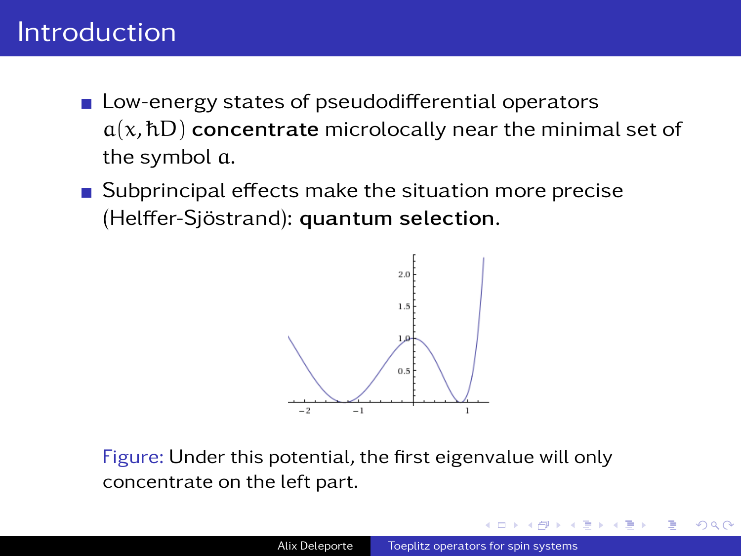# Introduction

- Low-energy states of pseudodifferential operators $a(x, \hbar D)$ **concentrate** microlocally near the minimal set of the symbol $a$.
- Subprincipal effects make the situation more precise (Helffer-Sjöstrand): **quantum selection**.

Figure: Under this potential, the first eigenvalue will only concentrate on the left part.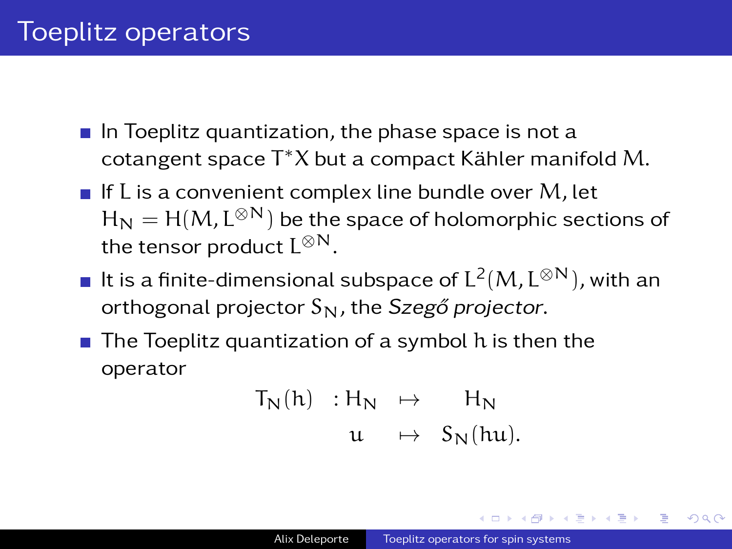# Toeplitz operators

- In Toeplitz quantization, the phase space is not a cotangent space $T^*X$ but a compact Kähler manifold $M$.
- If $L$ is a convenient complex line bundle over $M$, let $H_N = H(M, L^{\otimes N})$ be the space of holomorphic sections of the tensor product $L^{\otimes N}$.
- It is a finite-dimensional subspace of $L^2(M, L^{\otimes N})$, with an orthogonal projector $S_N$, the *Szegő projector*.
- The Toeplitz quantization of a symbol $h$ is then the operator

$$
\begin{aligned}
T_N(h) \quad : H_N \quad &\mapsto \quad H_N \\
u \quad &\mapsto \quad S_N(hu).
\end{aligned}
$$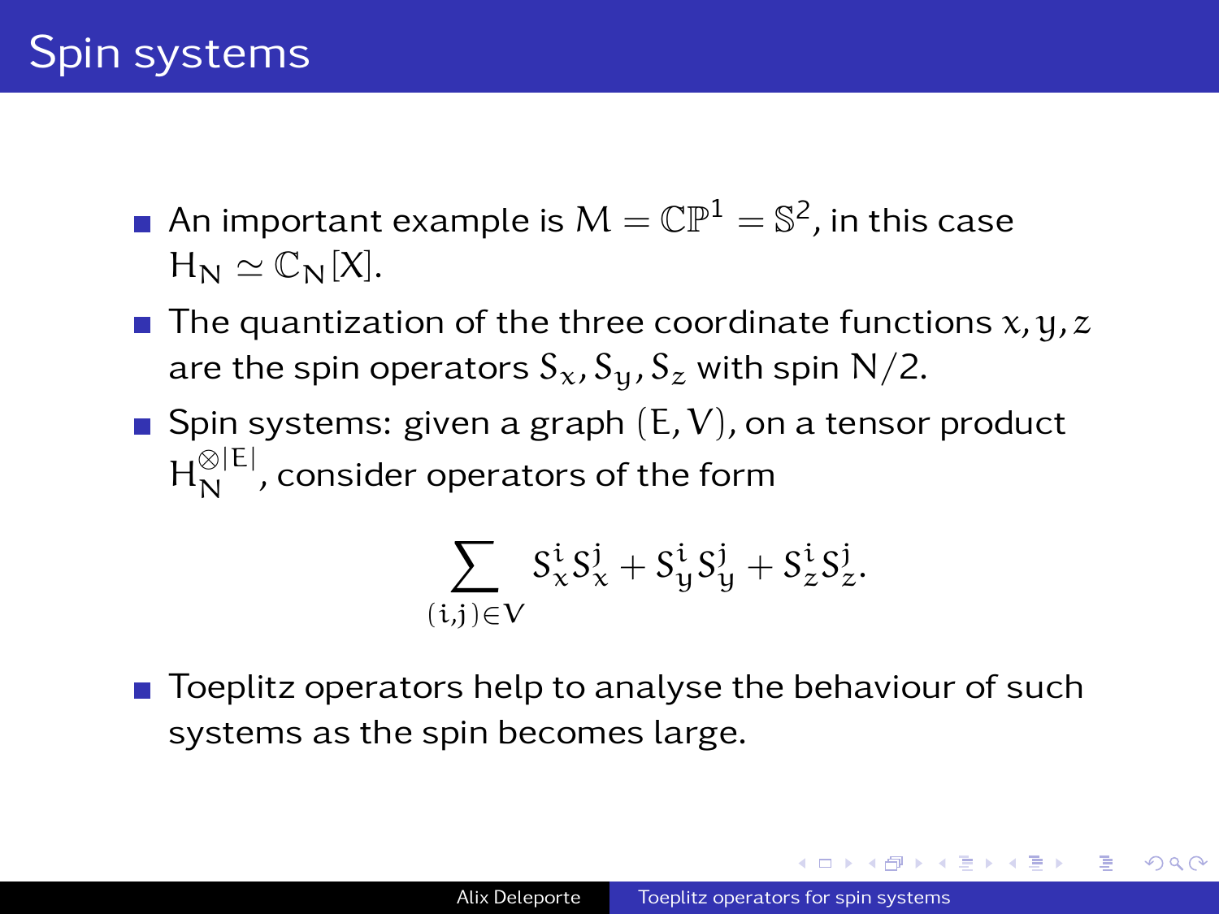# Spin systems

- An important example is $M = \mathbb{CP}^1 = \mathbb{S}^2$, in this case $H_N \simeq \mathbb{C}_N[X]$.
- The quantization of the three coordinate functions $x, y, z$ are the spin operators $S_x, S_y, S_z$ with spin $N/2$.
- Spin systems: given a graph $(E, V)$, on a tensor product $H_N^{\otimes |E|}$, consider operators of the form

$$\sum_{(i,j)\in V} S_x^i S_x^j + S_y^i S_y^j + S_z^i S_z^j.$$

- Toeplitz operators help to analyse the behaviour of such systems as the spin becomes large.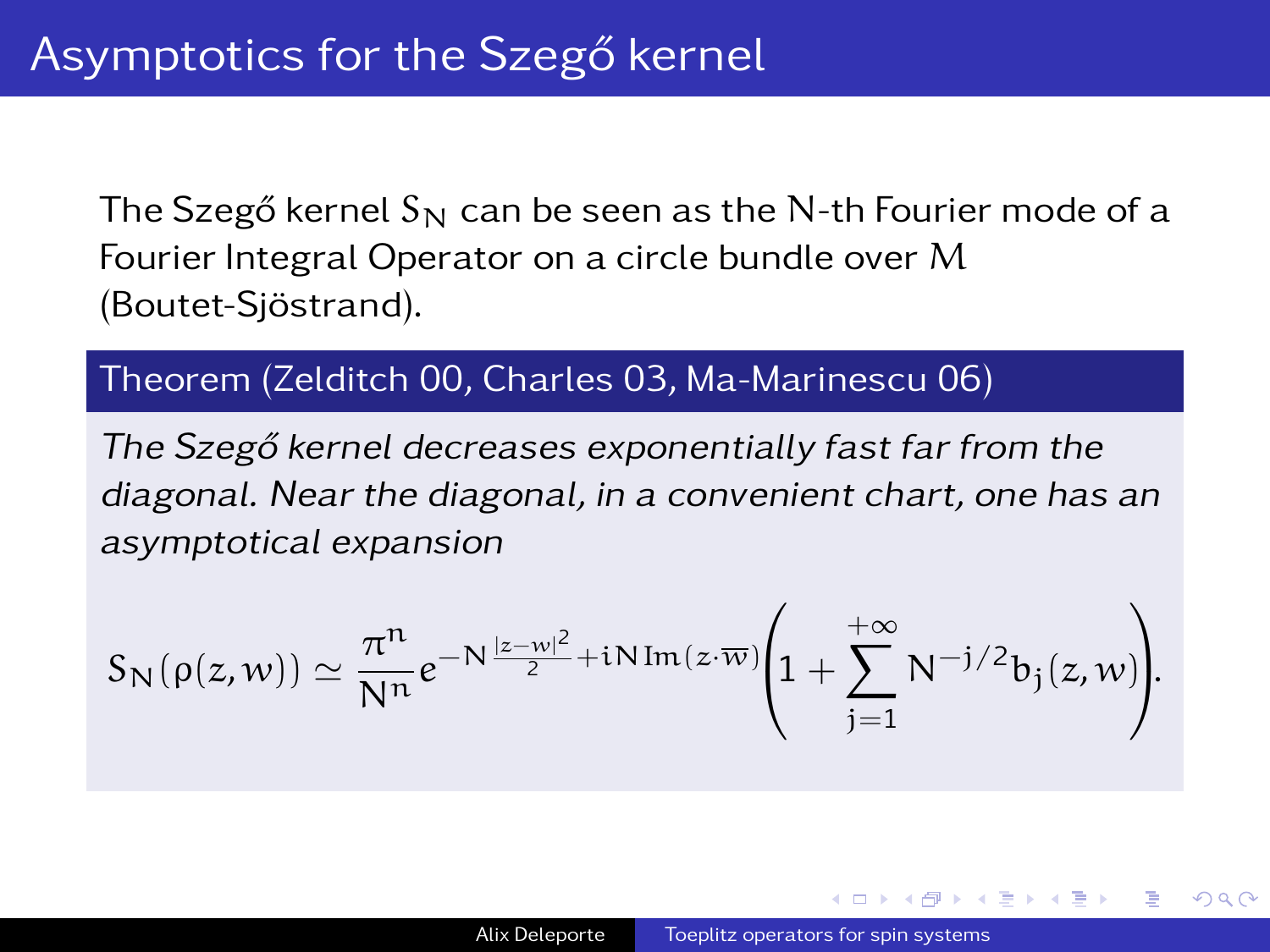# Asymptotics for the Szegő kernel

The Szegő kernel $S_N$ can be seen as the $N$-th Fourier mode of a Fourier Integral Operator on a circle bundle over $M$ (Boutet-Sjöstrand).

**Theorem (Zelditch 00, Charles 03, Ma-Marinescu 06)**

*The Szegő kernel decreases exponentially fast far from the diagonal. Near the diagonal, in a convenient chart, one has an asymptotical expansion*

$$S_N(\rho(z,w)) \simeq \frac{\pi^n}{N^n} e^{-N\frac{|z-w|^2}{2} + iN\,\mathrm{Im}(z\cdot\overline{w})}\left(1 + \sum_{j=1}^{+\infty} N^{-j/2} b_j(z,w)\right).$$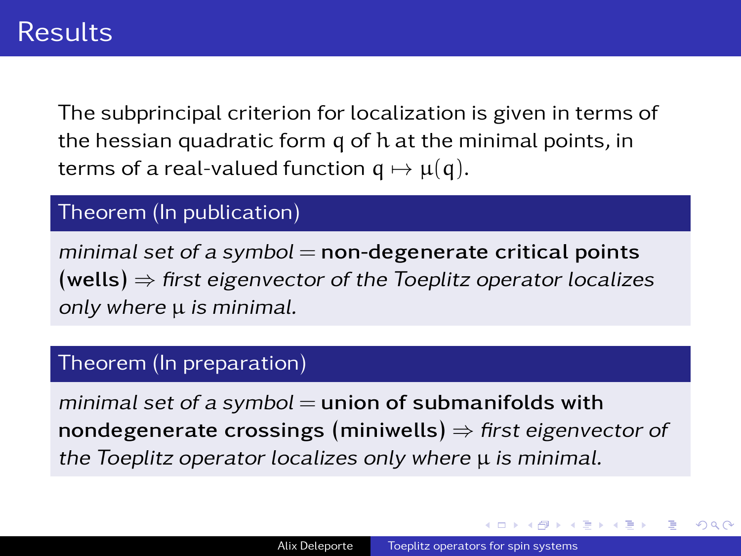# Results

The subprincipal criterion for localization is given in terms of the hessian quadratic form $q$ of $h$ at the minimal points, in terms of a real-valued function $q \mapsto \mu(q)$.

**Theorem (In publication)**

*minimal set of a symbol* = **non-degenerate critical points (wells)** $\Rightarrow$ *first eigenvector of the Toeplitz operator localizes only where* $\mu$ *is minimal.*

**Theorem (In preparation)**

*minimal set of a symbol* = **union of submanifolds with nondegenerate crossings (miniwells)** $\Rightarrow$ *first eigenvector of the Toeplitz operator localizes only where* $\mu$ *is minimal.*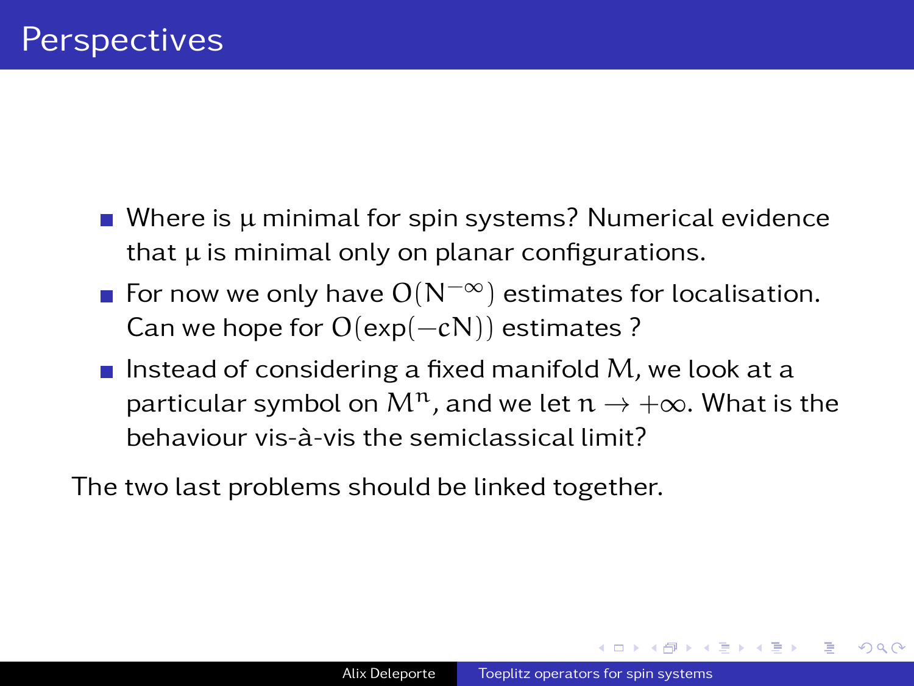# Perspectives

- Where is $\mu$ minimal for spin systems? Numerical evidence that $\mu$ is minimal only on planar configurations.
- For now we only have $O(N^{-\infty})$ estimates for localisation. Can we hope for $O(\exp(-cN))$ estimates ?
- Instead of considering a fixed manifold $M$, we look at a particular symbol on $M^n$, and we let $n \to +\infty$. What is the behaviour vis-à-vis the semiclassical limit?

The two last problems should be linked together.